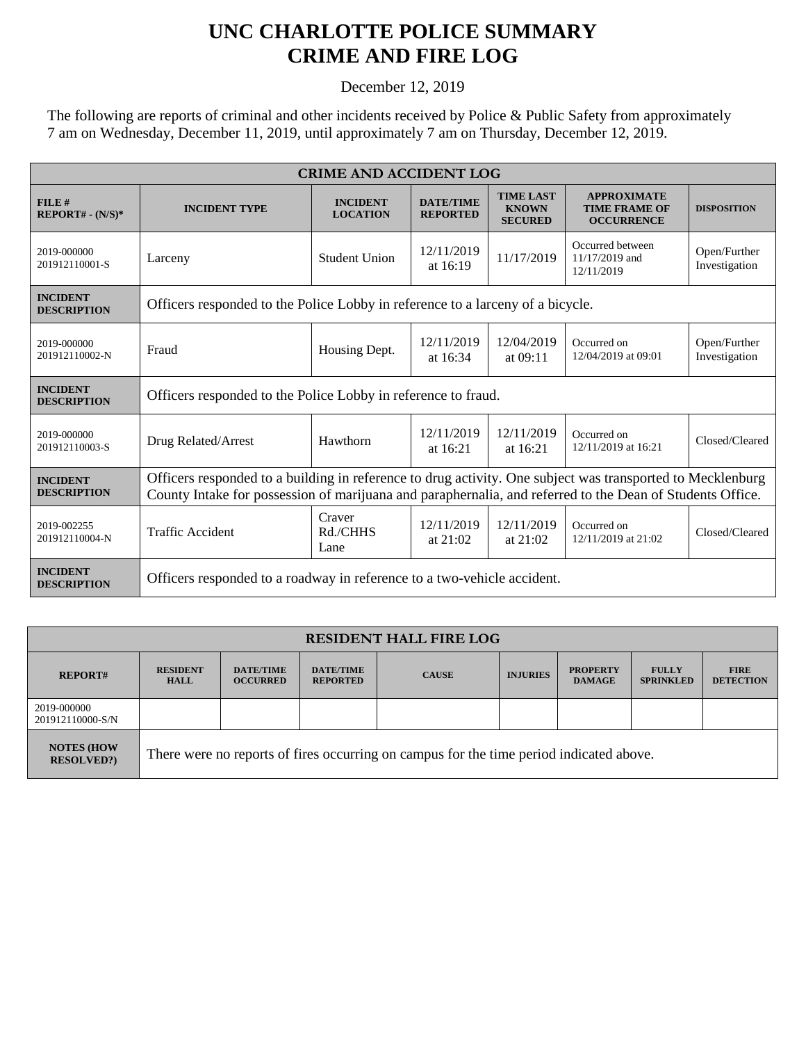# UNC CHARLOTTE POLICE SUMMARY
# CRIME AND FIRE LOG

December 12, 2019

The following are reports of criminal and other incidents received by Police & Public Safety from approximately 7 am on Wednesday, December 11, 2019, until approximately 7 am on Thursday, December 12, 2019.

| CRIME AND ACCIDENT LOG | | | | | | |
|---|---|---|---|---|---|---|
| **FILE # REPORT# - (N/S)*** | **INCIDENT TYPE** | **INCIDENT LOCATION** | **DATE/TIME REPORTED** | **TIME LAST KNOWN SECURED** | **APPROXIMATE TIME FRAME OF OCCURRENCE** | **DISPOSITION** |
| 2019-000000 201912110001-S | Larceny | Student Union | 12/11/2019 at 16:19 | 11/17/2019 | Occurred between 11/17/2019 and 12/11/2019 | Open/Further Investigation |
| **INCIDENT DESCRIPTION** | Officers responded to the Police Lobby in reference to a larceny of a bicycle. | | | | | |
| 2019-000000 201912110002-N | Fraud | Housing Dept. | 12/11/2019 at 16:34 | 12/04/2019 at 09:11 | Occurred on 12/04/2019 at 09:01 | Open/Further Investigation |
| **INCIDENT DESCRIPTION** | Officers responded to the Police Lobby in reference to fraud. | | | | | |
| 2019-000000 201912110003-S | Drug Related/Arrest | Hawthorn | 12/11/2019 at 16:21 | 12/11/2019 at 16:21 | Occurred on 12/11/2019 at 16:21 | Closed/Cleared |
| **INCIDENT DESCRIPTION** | Officers responded to a building in reference to drug activity. One subject was transported to Mecklenburg County Intake for possession of marijuana and paraphernalia, and referred to the Dean of Students Office. | | | | | |
| 2019-002255 201912110004-N | Traffic Accident | Craver Rd./CHHS Lane | 12/11/2019 at 21:02 | 12/11/2019 at 21:02 | Occurred on 12/11/2019 at 21:02 | Closed/Cleared |
| **INCIDENT DESCRIPTION** | Officers responded to a roadway in reference to a two-vehicle accident. | | | | | |

| RESIDENT HALL FIRE LOG | | | | | | | | |
|---|---|---|---|---|---|---|---|---|
| **REPORT#** | **RESIDENT HALL** | **DATE/TIME OCCURRED** | **DATE/TIME REPORTED** | **CAUSE** | **INJURIES** | **PROPERTY DAMAGE** | **FULLY SPRINKLED** | **FIRE DETECTION** |
| 2019-000000 201912110000-S/N | | | | | | | | |
| **NOTES (HOW RESOLVED?)** | There were no reports of fires occurring on campus for the time period indicated above. | | | | | | | |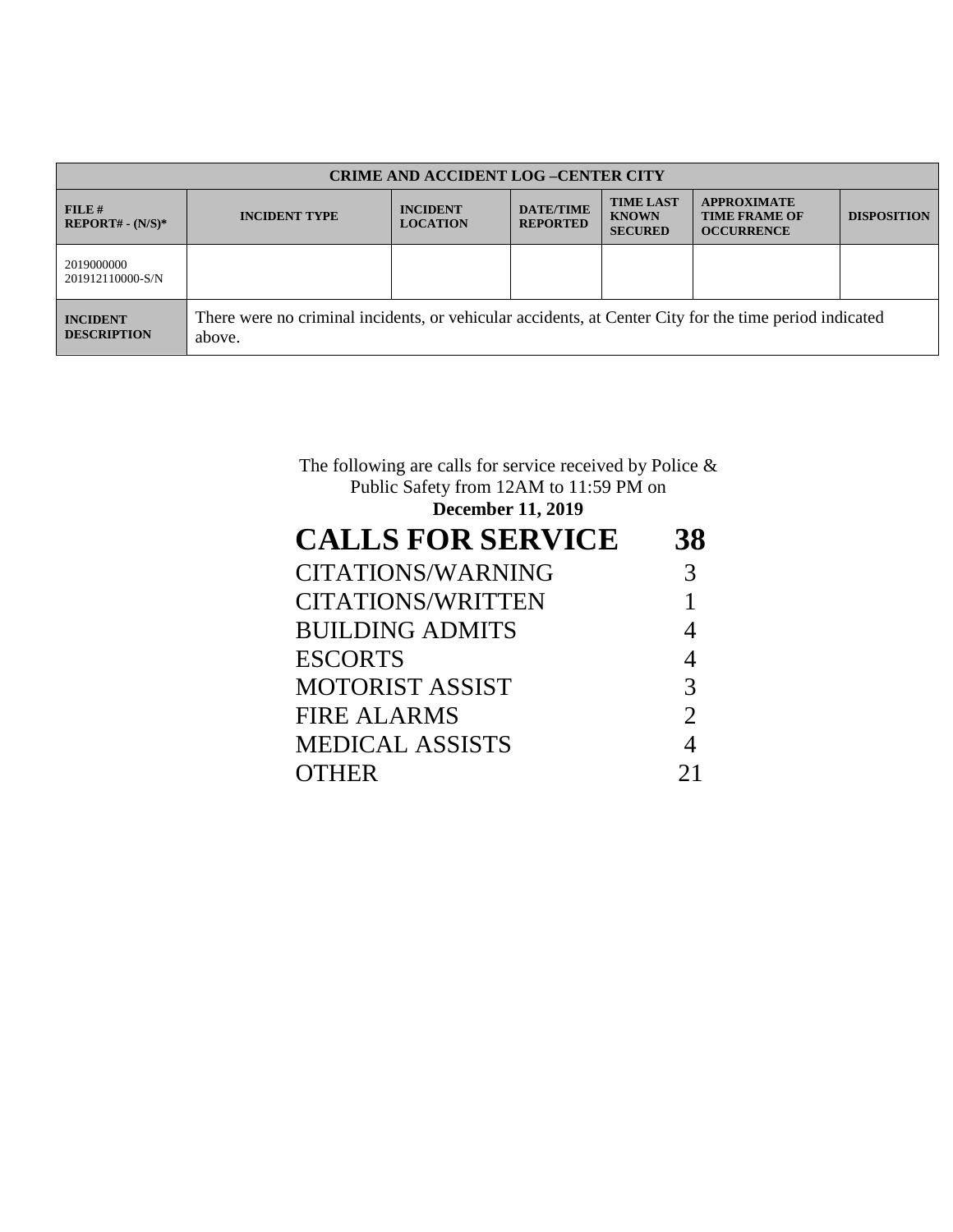| CRIME AND ACCIDENT LOG –CENTER CITY | | | | | | |
|---|---|---|---|---|---|---|
| **FILE # REPORT# - (N/S)*** | **INCIDENT TYPE** | **INCIDENT LOCATION** | **DATE/TIME REPORTED** | **TIME LAST KNOWN SECURED** | **APPROXIMATE TIME FRAME OF OCCURRENCE** | **DISPOSITION** |
| 2019000000 201912110000-S/N | | | | | | |
| **INCIDENT DESCRIPTION** | There were no criminal incidents, or vehicular accidents, at Center City for the time period indicated above. | | | | | |

The following are calls for service received by Police & Public Safety from 12AM to 11:59 PM on

**December 11, 2019**

| | |
|---|---|
| **CALLS FOR SERVICE** | **38** |
| CITATIONS/WARNING | 3 |
| CITATIONS/WRITTEN | 1 |
| BUILDING ADMITS | 4 |
| ESCORTS | 4 |
| MOTORIST ASSIST | 3 |
| FIRE ALARMS | 2 |
| MEDICAL ASSISTS | 4 |
| OTHER | 21 |